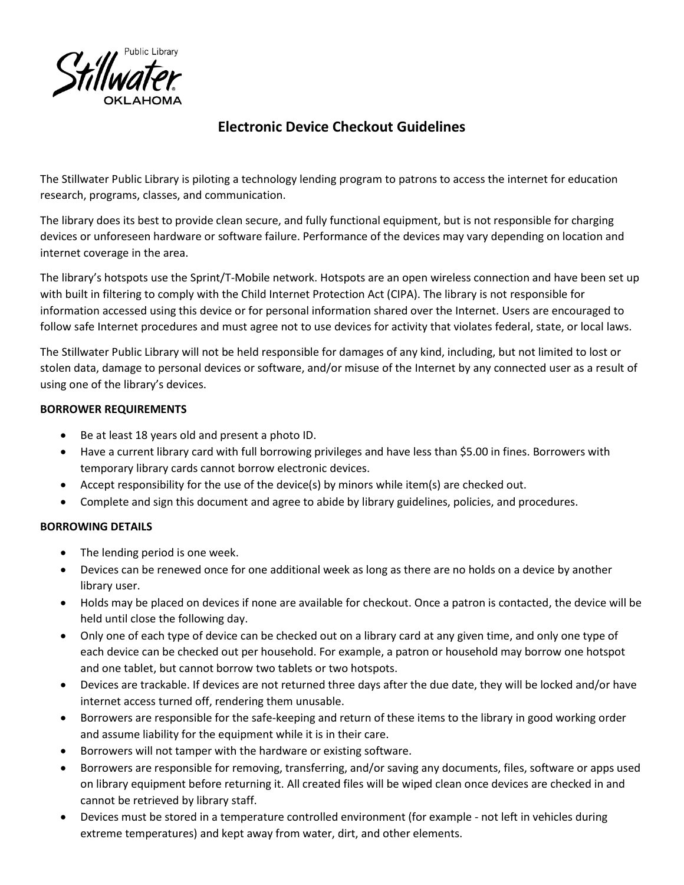Public Library
Stillwater
OKLAHOMA

# Electronic Device Checkout Guidelines

The Stillwater Public Library is piloting a technology lending program to patrons to access the internet for education research, programs, classes, and communication.

The library does its best to provide clean secure, and fully functional equipment, but is not responsible for charging devices or unforeseen hardware or software failure. Performance of the devices may vary depending on location and internet coverage in the area.

The library's hotspots use the Sprint/T-Mobile network. Hotspots are an open wireless connection and have been set up with built in filtering to comply with the Child Internet Protection Act (CIPA). The library is not responsible for information accessed using this device or for personal information shared over the Internet. Users are encouraged to follow safe Internet procedures and must agree not to use devices for activity that violates federal, state, or local laws.

The Stillwater Public Library will not be held responsible for damages of any kind, including, but not limited to lost or stolen data, damage to personal devices or software, and/or misuse of the Internet by any connected user as a result of using one of the library's devices.

**BORROWER REQUIREMENTS**

- Be at least 18 years old and present a photo ID.
- Have a current library card with full borrowing privileges and have less than $5.00 in fines. Borrowers with temporary library cards cannot borrow electronic devices.
- Accept responsibility for the use of the device(s) by minors while item(s) are checked out.
- Complete and sign this document and agree to abide by library guidelines, policies, and procedures.

**BORROWING DETAILS**

- The lending period is one week.
- Devices can be renewed once for one additional week as long as there are no holds on a device by another library user.
- Holds may be placed on devices if none are available for checkout. Once a patron is contacted, the device will be held until close the following day.
- Only one of each type of device can be checked out on a library card at any given time, and only one type of each device can be checked out per household. For example, a patron or household may borrow one hotspot and one tablet, but cannot borrow two tablets or two hotspots.
- Devices are trackable. If devices are not returned three days after the due date, they will be locked and/or have internet access turned off, rendering them unusable.
- Borrowers are responsible for the safe-keeping and return of these items to the library in good working order and assume liability for the equipment while it is in their care.
- Borrowers will not tamper with the hardware or existing software.
- Borrowers are responsible for removing, transferring, and/or saving any documents, files, software or apps used on library equipment before returning it. All created files will be wiped clean once devices are checked in and cannot be retrieved by library staff.
- Devices must be stored in a temperature controlled environment (for example - not left in vehicles during extreme temperatures) and kept away from water, dirt, and other elements.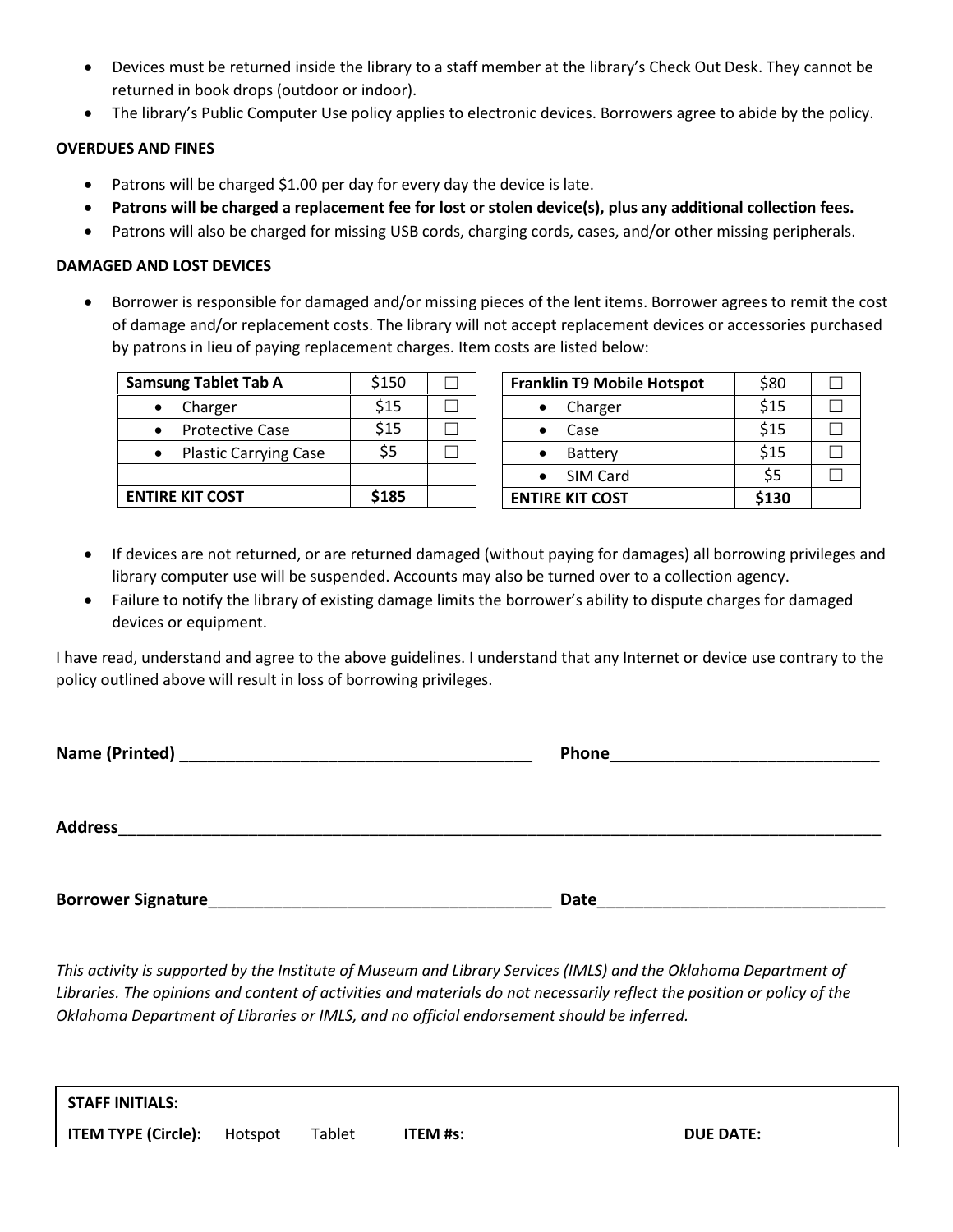- Devices must be returned inside the library to a staff member at the library's Check Out Desk. They cannot be returned in book drops (outdoor or indoor).
- The library's Public Computer Use policy applies to electronic devices. Borrowers agree to abide by the policy.

**OVERDUES AND FINES**

- Patrons will be charged $1.00 per day for every day the device is late.
- **Patrons will be charged a replacement fee for lost or stolen device(s), plus any additional collection fees.**
- Patrons will also be charged for missing USB cords, charging cords, cases, and/or other missing peripherals.

**DAMAGED AND LOST DEVICES**

- Borrower is responsible for damaged and/or missing pieces of the lent items. Borrower agrees to remit the cost of damage and/or replacement costs. The library will not accept replacement devices or accessories purchased by patrons in lieu of paying replacement charges. Item costs are listed below:

| **Samsung Tablet Tab A** | $150 | ☐ |
|---|---|---|
| • Charger | $15 | ☐ |
| • Protective Case | $15 | ☐ |
| • Plastic Carrying Case | $5 | ☐ |
| | | |
| **ENTIRE KIT COST** | **$185** | |

| **Franklin T9 Mobile Hotspot** | $80 | ☐ |
|---|---|---|
| • Charger | $15 | ☐ |
| • Case | $15 | ☐ |
| • Battery | $15 | ☐ |
| • SIM Card | $5 | ☐ |
| **ENTIRE KIT COST** | **$130** | |

- If devices are not returned, or are returned damaged (without paying for damages) all borrowing privileges and library computer use will be suspended. Accounts may also be turned over to a collection agency.
- Failure to notify the library of existing damage limits the borrower's ability to dispute charges for damaged devices or equipment.

I have read, understand and agree to the above guidelines. I understand that any Internet or device use contrary to the policy outlined above will result in loss of borrowing privileges.

**Name (Printed)** _______________________________________ **Phone**_____________________________

**Address**_____________________________________________________________________________________

**Borrower Signature**______________________________________ **Date**_______________________________

*This activity is supported by the Institute of Museum and Library Services (IMLS) and the Oklahoma Department of Libraries. The opinions and content of activities and materials do not necessarily reflect the position or policy of the Oklahoma Department of Libraries or IMLS, and no official endorsement should be inferred.*

**STAFF INITIALS:**

**ITEM TYPE (Circle):** Hotspot Tablet **ITEM #s:** **DUE DATE:**